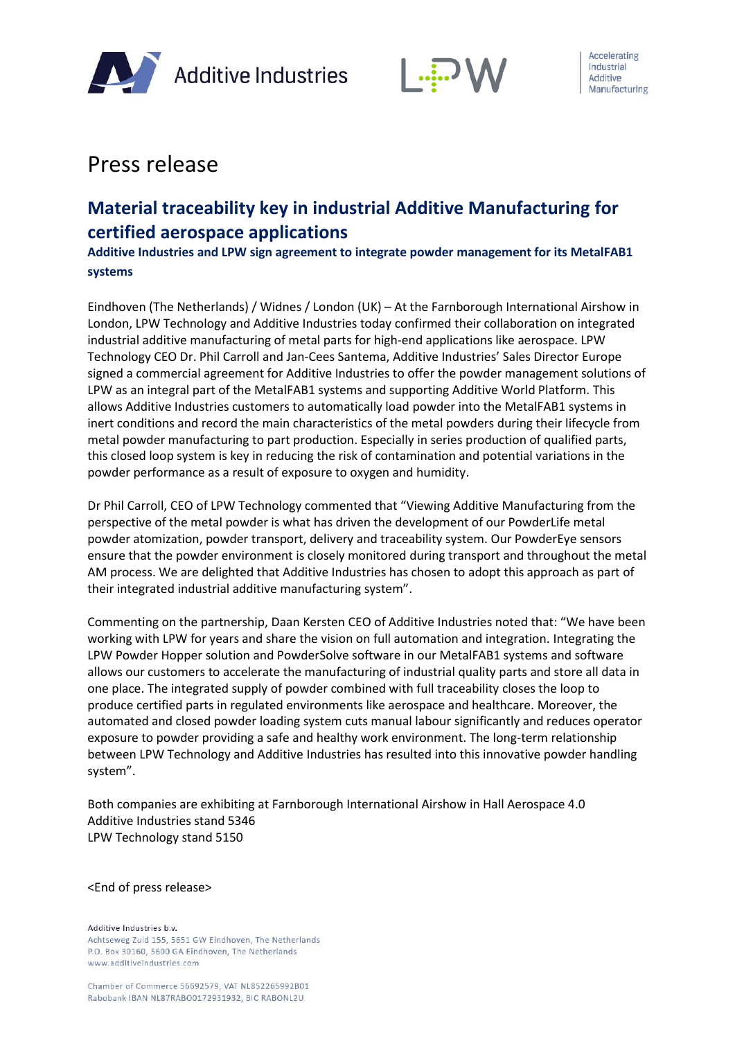Additive Industries

LPW

Accelerating Industrial Additive Manufacturing

# Press release

## Material traceability key in industrial Additive Manufacturing for certified aerospace applications

### Additive Industries and LPW sign agreement to integrate powder management for its MetalFAB1 systems

Eindhoven (The Netherlands) / Widnes / London (UK) – At the Farnborough International Airshow in London, LPW Technology and Additive Industries today confirmed their collaboration on integrated industrial additive manufacturing of metal parts for high-end applications like aerospace. LPW Technology CEO Dr. Phil Carroll and Jan-Cees Santema, Additive Industries' Sales Director Europe signed a commercial agreement for Additive Industries to offer the powder management solutions of LPW as an integral part of the MetalFAB1 systems and supporting Additive World Platform. This allows Additive Industries customers to automatically load powder into the MetalFAB1 systems in inert conditions and record the main characteristics of the metal powders during their lifecycle from metal powder manufacturing to part production. Especially in series production of qualified parts, this closed loop system is key in reducing the risk of contamination and potential variations in the powder performance as a result of exposure to oxygen and humidity.

Dr Phil Carroll, CEO of LPW Technology commented that "Viewing Additive Manufacturing from the perspective of the metal powder is what has driven the development of our PowderLife metal powder atomization, powder transport, delivery and traceability system. Our PowderEye sensors ensure that the powder environment is closely monitored during transport and throughout the metal AM process. We are delighted that Additive Industries has chosen to adopt this approach as part of their integrated industrial additive manufacturing system".

Commenting on the partnership, Daan Kersten CEO of Additive Industries noted that: "We have been working with LPW for years and share the vision on full automation and integration. Integrating the LPW Powder Hopper solution and PowderSolve software in our MetalFAB1 systems and software allows our customers to accelerate the manufacturing of industrial quality parts and store all data in one place. The integrated supply of powder combined with full traceability closes the loop to produce certified parts in regulated environments like aerospace and healthcare. Moreover, the automated and closed powder loading system cuts manual labour significantly and reduces operator exposure to powder providing a safe and healthy work environment. The long-term relationship between LPW Technology and Additive Industries has resulted into this innovative powder handling system".

Both companies are exhibiting at Farnborough International Airshow in Hall Aerospace 4.0
Additive Industries stand 5346
LPW Technology stand 5150

<End of press release>

Additive Industries b.v.
Achtseweg Zuid 155, 5651 GW Eindhoven, The Netherlands
P.O. Box 30160, 5600 GA Eindhoven, The Netherlands
www.additiveindustries.com

Chamber of Commerce 56692579, VAT NL852265992B01
Rabobank IBAN NL87RABO0172931932, BIC RABONL2U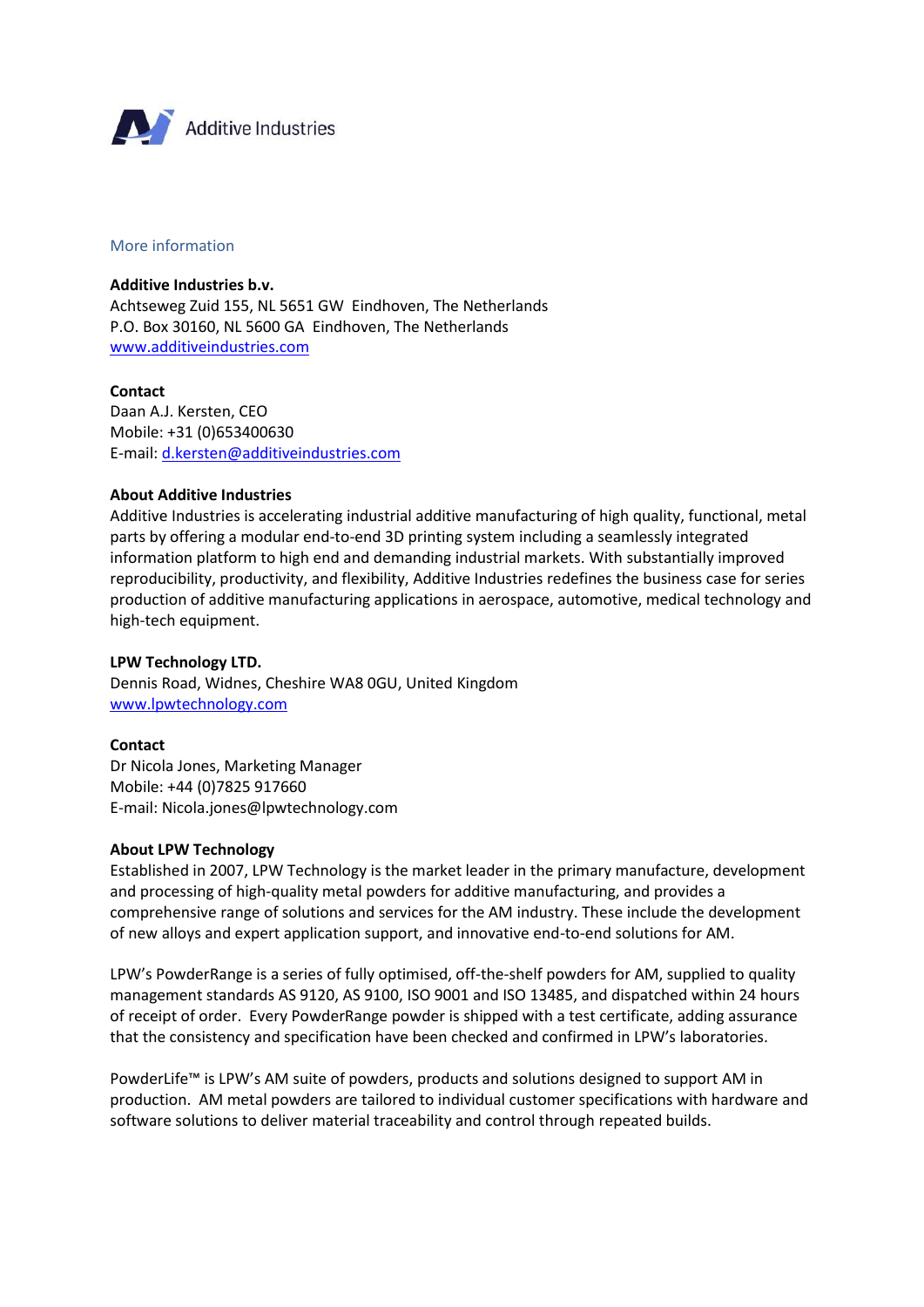Additive Industries

More information

**Additive Industries b.v.**
Achtseweg Zuid 155, NL 5651 GW Eindhoven, The Netherlands
P.O. Box 30160, NL 5600 GA Eindhoven, The Netherlands
www.additiveindustries.com

**Contact**
Daan A.J. Kersten, CEO
Mobile: +31 (0)653400630
E-mail: d.kersten@additiveindustries.com

**About Additive Industries**
Additive Industries is accelerating industrial additive manufacturing of high quality, functional, metal parts by offering a modular end-to-end 3D printing system including a seamlessly integrated information platform to high end and demanding industrial markets. With substantially improved reproducibility, productivity, and flexibility, Additive Industries redefines the business case for series production of additive manufacturing applications in aerospace, automotive, medical technology and high-tech equipment.

**LPW Technology LTD.**
Dennis Road, Widnes, Cheshire WA8 0GU, United Kingdom
www.lpwtechnology.com

**Contact**
Dr Nicola Jones, Marketing Manager
Mobile: +44 (0)7825 917660
E-mail: Nicola.jones@lpwtechnology.com

**About LPW Technology**
Established in 2007, LPW Technology is the market leader in the primary manufacture, development and processing of high-quality metal powders for additive manufacturing, and provides a comprehensive range of solutions and services for the AM industry. These include the development of new alloys and expert application support, and innovative end-to-end solutions for AM.

LPW's PowderRange is a series of fully optimised, off-the-shelf powders for AM, supplied to quality management standards AS 9120, AS 9100, ISO 9001 and ISO 13485, and dispatched within 24 hours of receipt of order. Every PowderRange powder is shipped with a test certificate, adding assurance that the consistency and specification have been checked and confirmed in LPW's laboratories.

PowderLife™ is LPW's AM suite of powders, products and solutions designed to support AM in production. AM metal powders are tailored to individual customer specifications with hardware and software solutions to deliver material traceability and control through repeated builds.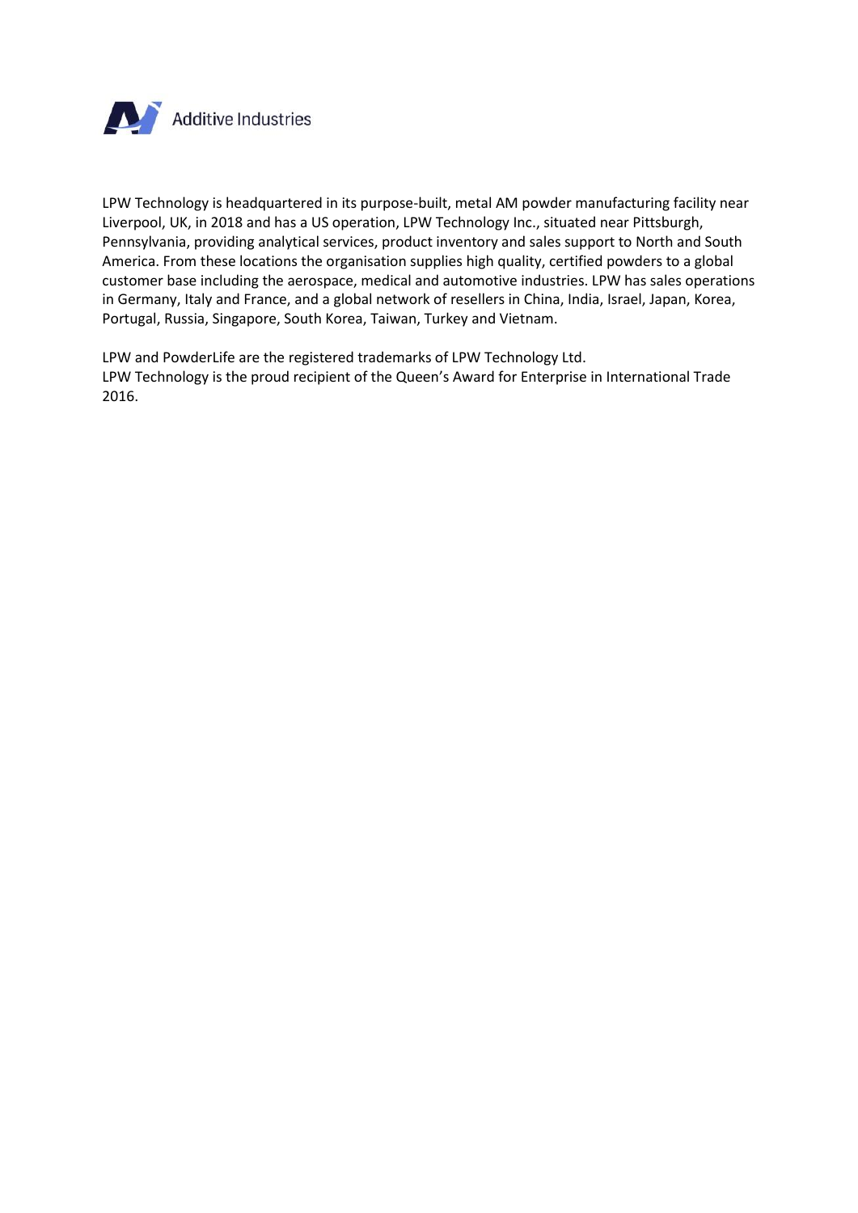LPW Technology is headquartered in its purpose-built, metal AM powder manufacturing facility near Liverpool, UK, in 2018 and has a US operation, LPW Technology Inc., situated near Pittsburgh, Pennsylvania, providing analytical services, product inventory and sales support to North and South America. From these locations the organisation supplies high quality, certified powders to a global customer base including the aerospace, medical and automotive industries. LPW has sales operations in Germany, Italy and France, and a global network of resellers in China, India, Israel, Japan, Korea, Portugal, Russia, Singapore, South Korea, Taiwan, Turkey and Vietnam.

LPW and PowderLife are the registered trademarks of LPW Technology Ltd.
LPW Technology is the proud recipient of the Queen's Award for Enterprise in International Trade 2016.